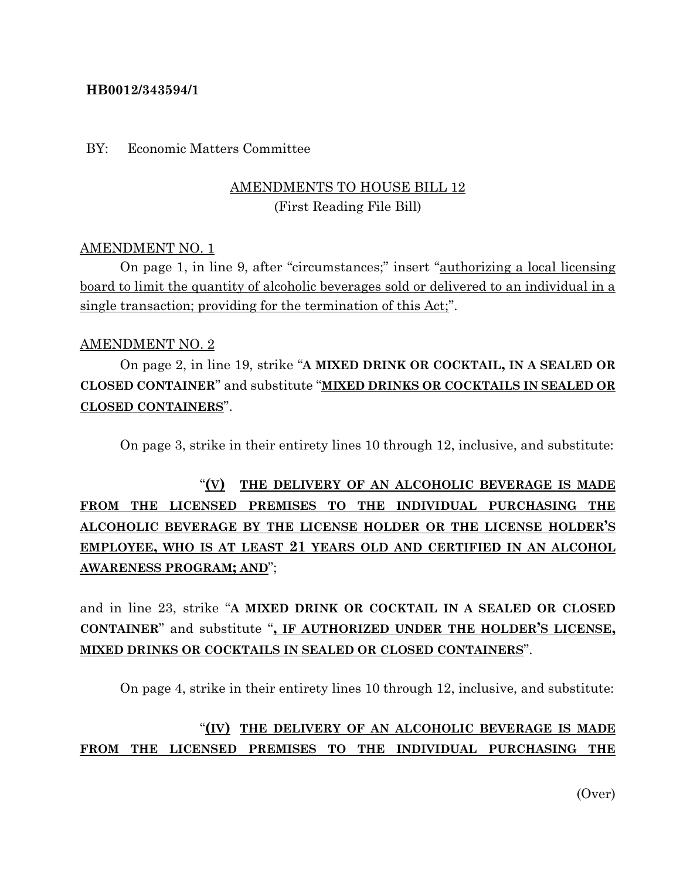**HB0012/343594/1**

BY: Economic Matters Committee

AMENDMENTS TO HOUSE BILL 12
(First Reading File Bill)

AMENDMENT NO. 1

On page 1, in line 9, after "circumstances;" insert "authorizing a local licensing board to limit the quantity of alcoholic beverages sold or delivered to an individual in a single transaction; providing for the termination of this Act;".

AMENDMENT NO. 2

On page 2, in line 19, strike "**A MIXED DRINK OR COCKTAIL, IN A SEALED OR CLOSED CONTAINER**" and substitute "**MIXED DRINKS OR COCKTAILS IN SEALED OR CLOSED CONTAINERS**".

On page 3, strike in their entirety lines 10 through 12, inclusive, and substitute:

"**(V) THE DELIVERY OF AN ALCOHOLIC BEVERAGE IS MADE FROM THE LICENSED PREMISES TO THE INDIVIDUAL PURCHASING THE ALCOHOLIC BEVERAGE BY THE LICENSE HOLDER OR THE LICENSE HOLDER'S EMPLOYEE, WHO IS AT LEAST 21 YEARS OLD AND CERTIFIED IN AN ALCOHOL AWARENESS PROGRAM; AND**";

and in line 23, strike "**A MIXED DRINK OR COCKTAIL IN A SEALED OR CLOSED CONTAINER**" and substitute "**, IF AUTHORIZED UNDER THE HOLDER'S LICENSE, MIXED DRINKS OR COCKTAILS IN SEALED OR CLOSED CONTAINERS**".

On page 4, strike in their entirety lines 10 through 12, inclusive, and substitute:

"**(IV) THE DELIVERY OF AN ALCOHOLIC BEVERAGE IS MADE FROM THE LICENSED PREMISES TO THE INDIVIDUAL PURCHASING THE**

(Over)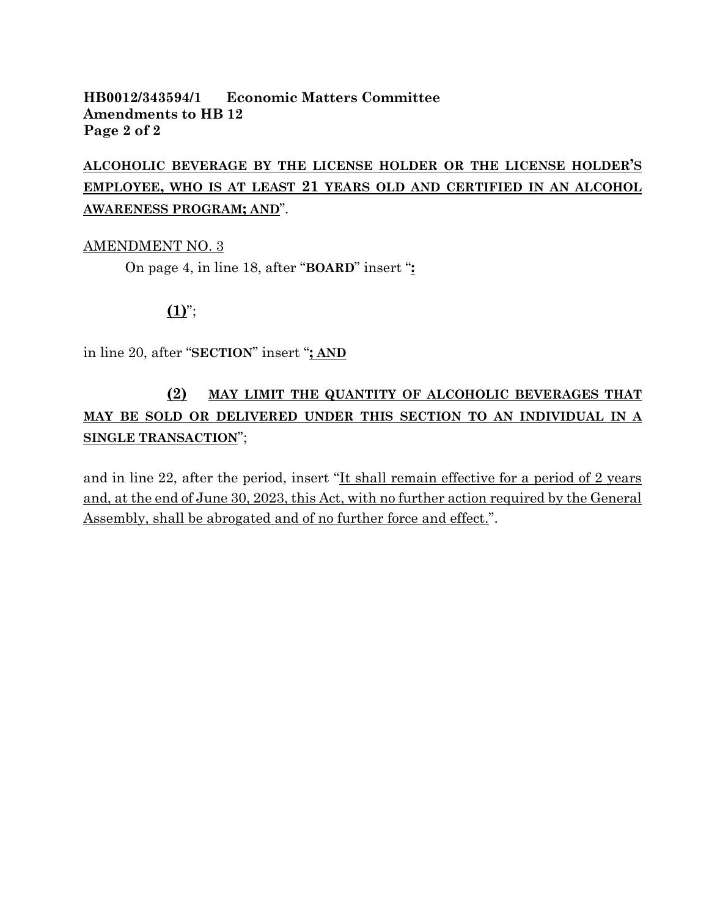**ALCOHOLIC BEVERAGE BY THE LICENSE HOLDER OR THE LICENSE HOLDER'S EMPLOYEE, WHO IS AT LEAST 21 YEARS OLD AND CERTIFIED IN AN ALCOHOL AWARENESS PROGRAM; AND**".

AMENDMENT NO. 3

On page 4, in line 18, after "**BOARD**" insert "**:**

**(1)**";

in line 20, after "**SECTION**" insert "**; AND**

**(2) MAY LIMIT THE QUANTITY OF ALCOHOLIC BEVERAGES THAT MAY BE SOLD OR DELIVERED UNDER THIS SECTION TO AN INDIVIDUAL IN A SINGLE TRANSACTION**";

and in line 22, after the period, insert "It shall remain effective for a period of 2 years and, at the end of June 30, 2023, this Act, with no further action required by the General Assembly, shall be abrogated and of no further force and effect.".